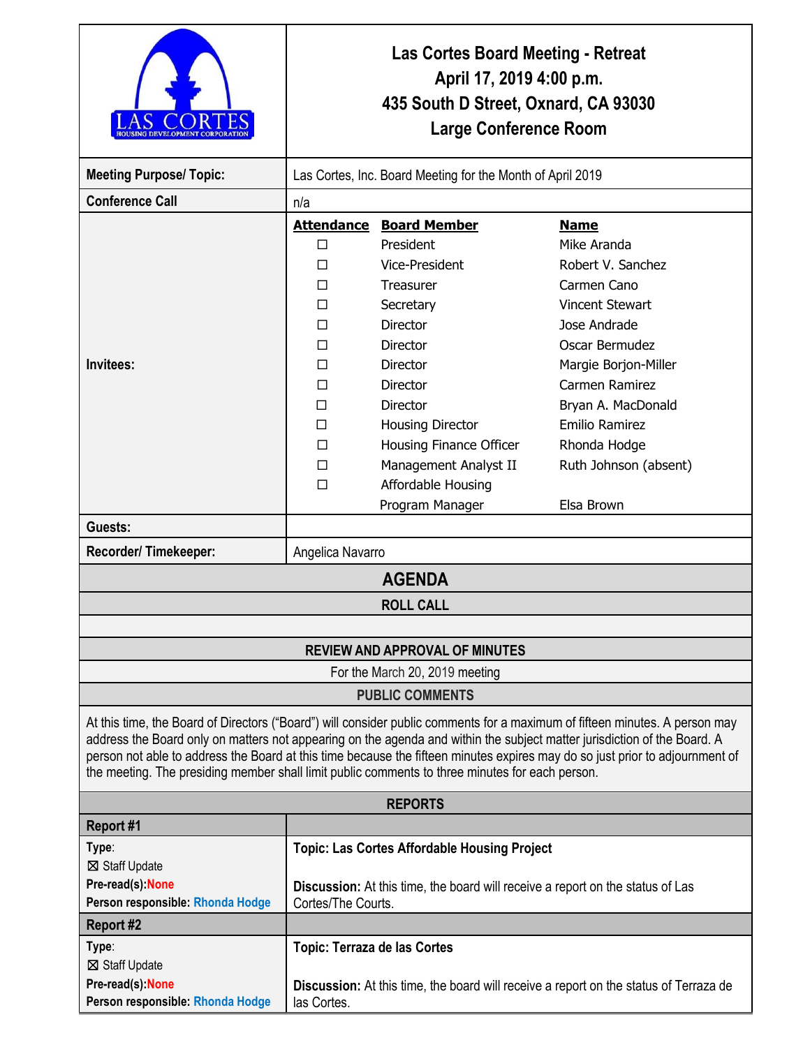# Las Cortes Board Meeting - Retreat
**April 17, 2019 4:00 p.m.**
**435 South D Street, Oxnard, CA 93030**
**Large Conference Room**

LAS CORTES HOUSING DEVELOPMENT CORPORATION

| | |
|---|---|
| **Meeting Purpose/ Topic:** | Las Cortes, Inc. Board Meeting for the Month of April 2019 |
| **Conference Call** | n/a |

**Invitees:**

| Attendance | Board Member | Name |
|---|---|---|
| ☐ | President | Mike Aranda |
| ☐ | Vice-President | Robert V. Sanchez |
| ☐ | Treasurer | Carmen Cano |
| ☐ | Secretary | Vincent Stewart |
| ☐ | Director | Jose Andrade |
| ☐ | Director | Oscar Bermudez |
| ☐ | Director | Margie Borjon-Miller |
| ☐ | Director | Carmen Ramirez |
| ☐ | Director | Bryan A. MacDonald |
| ☐ | Housing Director | Emilio Ramirez |
| ☐ | Housing Finance Officer | Rhonda Hodge |
| ☐ | Management Analyst II | Ruth Johnson (absent) |
| ☐ | Affordable Housing Program Manager | Elsa Brown |

| | |
|---|---|
| **Guests:** | |
| **Recorder/ Timekeeper:** | Angelica Navarro |

## AGENDA

### ROLL CALL

### REVIEW AND APPROVAL OF MINUTES

For the March 20, 2019 meeting

### PUBLIC COMMENTS

At this time, the Board of Directors ("Board") will consider public comments for a maximum of fifteen minutes. A person may address the Board only on matters not appearing on the agenda and within the subject matter jurisdiction of the Board. A person not able to address the Board at this time because the fifteen minutes expires may do so just prior to adjournment of the meeting. The presiding member shall limit public comments to three minutes for each person.

### REPORTS

| Report #1 | |
|---|---|
| **Type**:<br>☒ Staff Update<br>**Pre-read(s):None**<br>**Person responsible: Rhonda Hodge** | **Topic: Las Cortes Affordable Housing Project**<br><br>**Discussion:** At this time, the board will receive a report on the status of Las Cortes/The Courts. |

| Report #2 | |
|---|---|
| **Type**:<br>☒ Staff Update<br>**Pre-read(s):None**<br>**Person responsible: Rhonda Hodge** | **Topic: Terraza de las Cortes**<br><br>**Discussion:** At this time, the board will receive a report on the status of Terraza de las Cortes. |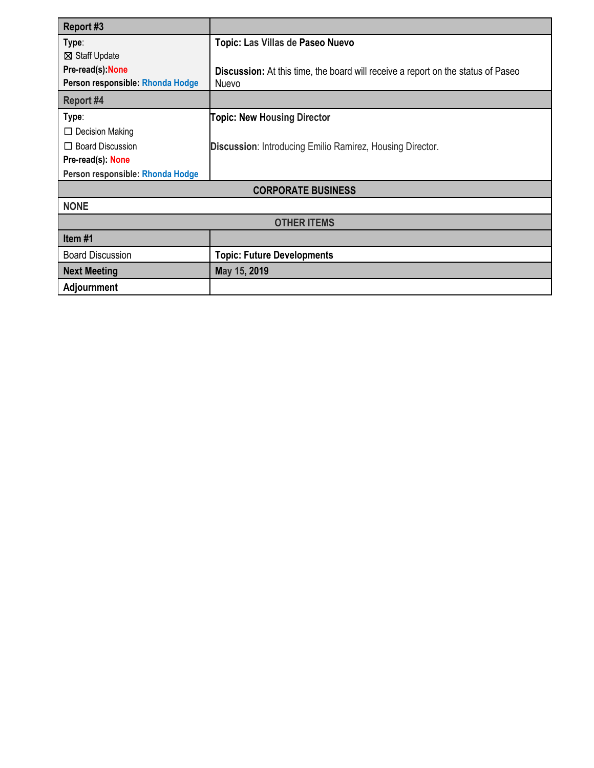| Report #3 | |
|---|---|
| **Type**:<br>☒ Staff Update<br>**Pre-read(s):None**<br>**Person responsible: Rhonda Hodge** | **Topic: Las Villas de Paseo Nuevo**<br><br>**Discussion:** At this time, the board will receive a report on the status of Paseo Nuevo |
| **Report #4** | |
| **Type**:<br>☐ Decision Making<br>☐ Board Discussion<br>**Pre-read(s): None**<br>**Person responsible: Rhonda Hodge** | **Topic: New Housing Director**<br><br>**Discussion**: Introducing Emilio Ramirez, Housing Director. |
| **CORPORATE BUSINESS** | |
| **NONE** | |
| **OTHER ITEMS** | |
| **Item #1** | |
| Board Discussion | **Topic: Future Developments** |
| **Next Meeting** | **May 15, 2019** |
| **Adjournment** | |